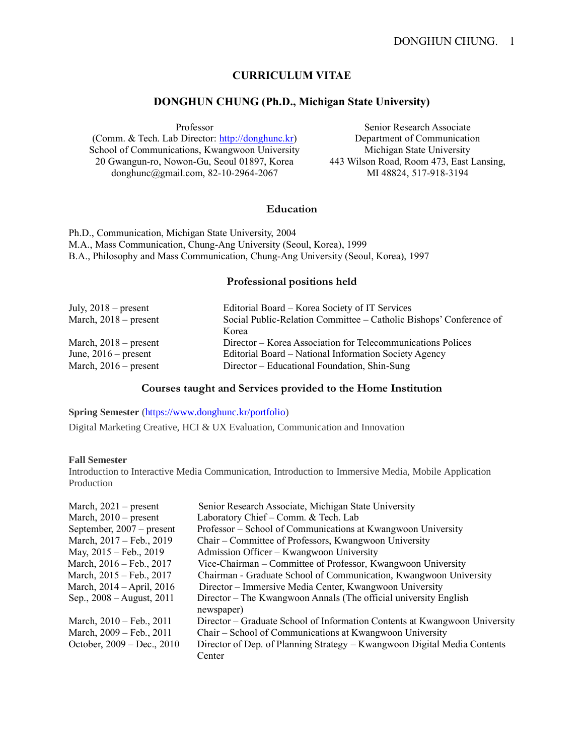# CURRICULUM VITAE

## DONGHUN CHUNG (Ph.D., Michigan State University)

Professor
(Comm. & Tech. Lab Director: http://donghunc.kr)
School of Communications, Kwangwoon University
20 Gwangun-ro, Nowon-Gu, Seoul 01897, Korea
donghunc@gmail.com, 82-10-2964-2067

Senior Research Associate
Department of Communication
Michigan State University
443 Wilson Road, Room 473, East Lansing,
MI 48824, 517-918-3194

### Education

Ph.D., Communication, Michigan State University, 2004
M.A., Mass Communication, Chung-Ang University (Seoul, Korea), 1999
B.A., Philosophy and Mass Communication, Chung-Ang University (Seoul, Korea), 1997

### Professional positions held

| | |
|---|---|
| July, 2018 – present | Editorial Board – Korea Society of IT Services |
| March, 2018 – present | Social Public-Relation Committee – Catholic Bishops' Conference of Korea |
| March, 2018 – present | Director – Korea Association for Telecommunications Polices |
| June, 2016 – present | Editorial Board – National Information Society Agency |
| March, 2016 – present | Director – Educational Foundation, Shin-Sung |

### Courses taught and Services provided to the Home Institution

**Spring Semester** (https://www.donghunc.kr/portfolio)

Digital Marketing Creative, HCI & UX Evaluation, Communication and Innovation

**Fall Semester**

Introduction to Interactive Media Communication, Introduction to Immersive Media, Mobile Application Production

| | |
|---|---|
| March, 2021 – present | Senior Research Associate, Michigan State University |
| March, 2010 – present | Laboratory Chief – Comm. & Tech. Lab |
| September, 2007 – present | Professor – School of Communications at Kwangwoon University |
| March, 2017 – Feb., 2019 | Chair – Committee of Professors, Kwangwoon University |
| May, 2015 – Feb., 2019 | Admission Officer – Kwangwoon University |
| March, 2016 – Feb., 2017 | Vice-Chairman – Committee of Professor, Kwangwoon University |
| March, 2015 – Feb., 2017 | Chairman - Graduate School of Communication, Kwangwoon University |
| March, 2014 – April, 2016 | Director – Immersive Media Center, Kwangwoon University |
| Sep., 2008 – August, 2011 | Director – The Kwangwoon Annals (The official university English newspaper) |
| March, 2010 – Feb., 2011 | Director – Graduate School of Information Contents at Kwangwoon University |
| March, 2009 – Feb., 2011 | Chair – School of Communications at Kwangwoon University |
| October, 2009 – Dec., 2010 | Director of Dep. of Planning Strategy – Kwangwoon Digital Media Contents Center |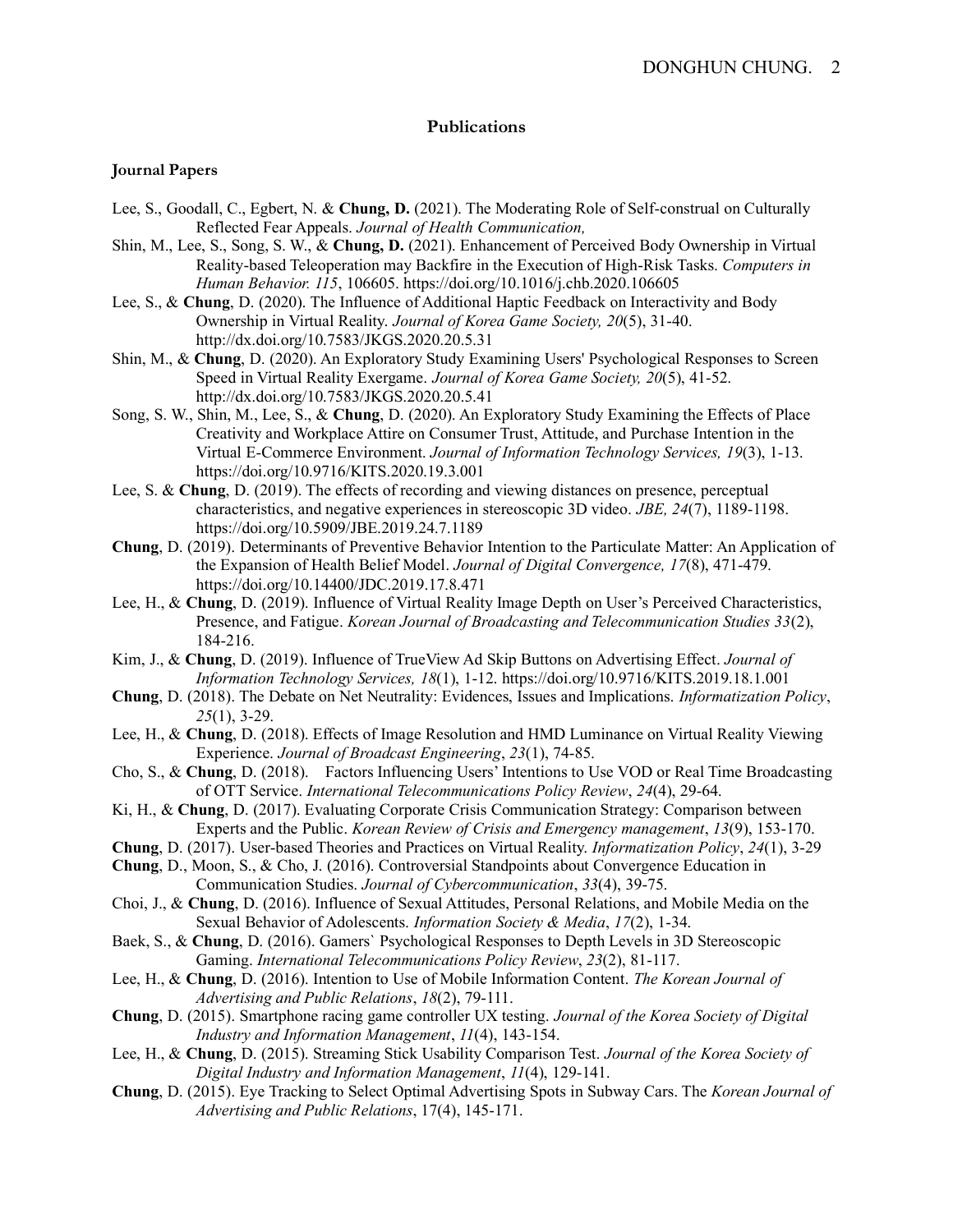## Publications

### Journal Papers

Lee, S., Goodall, C., Egbert, N. & **Chung, D.** (2021). The Moderating Role of Self-construal on Culturally Reflected Fear Appeals. *Journal of Health Communication,*

Shin, M., Lee, S., Song, S. W., & **Chung, D.** (2021). Enhancement of Perceived Body Ownership in Virtual Reality-based Teleoperation may Backfire in the Execution of High-Risk Tasks. *Computers in Human Behavior. 115*, 106605. https://doi.org/10.1016/j.chb.2020.106605

Lee, S., & **Chung**, D. (2020). The Influence of Additional Haptic Feedback on Interactivity and Body Ownership in Virtual Reality. *Journal of Korea Game Society, 20*(5), 31-40. http://dx.doi.org/10.7583/JKGS.2020.20.5.31

Shin, M., & **Chung**, D. (2020). An Exploratory Study Examining Users' Psychological Responses to Screen Speed in Virtual Reality Exergame. *Journal of Korea Game Society, 20*(5), 41-52. http://dx.doi.org/10.7583/JKGS.2020.20.5.41

Song, S. W., Shin, M., Lee, S., & **Chung**, D. (2020). An Exploratory Study Examining the Effects of Place Creativity and Workplace Attire on Consumer Trust, Attitude, and Purchase Intention in the Virtual E-Commerce Environment. *Journal of Information Technology Services, 19*(3), 1-13. https://doi.org/10.9716/KITS.2020.19.3.001

Lee, S. & **Chung**, D. (2019). The effects of recording and viewing distances on presence, perceptual characteristics, and negative experiences in stereoscopic 3D video. *JBE, 24*(7), 1189-1198. https://doi.org/10.5909/JBE.2019.24.7.1189

**Chung**, D. (2019). Determinants of Preventive Behavior Intention to the Particulate Matter: An Application of the Expansion of Health Belief Model. *Journal of Digital Convergence, 17*(8), 471-479. https://doi.org/10.14400/JDC.2019.17.8.471

Lee, H., & **Chung**, D. (2019). Influence of Virtual Reality Image Depth on User's Perceived Characteristics, Presence, and Fatigue. *Korean Journal of Broadcasting and Telecommunication Studies 33*(2), 184-216.

Kim, J., & **Chung**, D. (2019). Influence of TrueView Ad Skip Buttons on Advertising Effect. *Journal of Information Technology Services, 18*(1), 1-12. https://doi.org/10.9716/KITS.2019.18.1.001

**Chung**, D. (2018). The Debate on Net Neutrality: Evidences, Issues and Implications. *Informatization Policy*, *25*(1), 3-29.

Lee, H., & **Chung**, D. (2018). Effects of Image Resolution and HMD Luminance on Virtual Reality Viewing Experience. *Journal of Broadcast Engineering*, *23*(1), 74-85.

Cho, S., & **Chung**, D. (2018). Factors Influencing Users' Intentions to Use VOD or Real Time Broadcasting of OTT Service. *International Telecommunications Policy Review*, *24*(4), 29-64.

Ki, H., & **Chung**, D. (2017). Evaluating Corporate Crisis Communication Strategy: Comparison between Experts and the Public. *Korean Review of Crisis and Emergency management*, *13*(9), 153-170.

**Chung**, D. (2017). User-based Theories and Practices on Virtual Reality. *Informatization Policy*, *24*(1), 3-29

**Chung**, D., Moon, S., & Cho, J. (2016). Controversial Standpoints about Convergence Education in Communication Studies. *Journal of Cybercommunication*, *33*(4), 39-75.

Choi, J., & **Chung**, D. (2016). Influence of Sexual Attitudes, Personal Relations, and Mobile Media on the Sexual Behavior of Adolescents. *Information Society & Media*, *17*(2), 1-34.

Baek, S., & **Chung**, D. (2016). Gamers` Psychological Responses to Depth Levels in 3D Stereoscopic Gaming. *International Telecommunications Policy Review*, *23*(2), 81-117.

Lee, H., & **Chung**, D. (2016). Intention to Use of Mobile Information Content. *The Korean Journal of Advertising and Public Relations*, *18*(2), 79-111.

**Chung**, D. (2015). Smartphone racing game controller UX testing. *Journal of the Korea Society of Digital Industry and Information Management*, *11*(4), 143-154.

Lee, H., & **Chung**, D. (2015). Streaming Stick Usability Comparison Test. *Journal of the Korea Society of Digital Industry and Information Management*, *11*(4), 129-141.

**Chung**, D. (2015). Eye Tracking to Select Optimal Advertising Spots in Subway Cars. The *Korean Journal of Advertising and Public Relations*, 17(4), 145-171.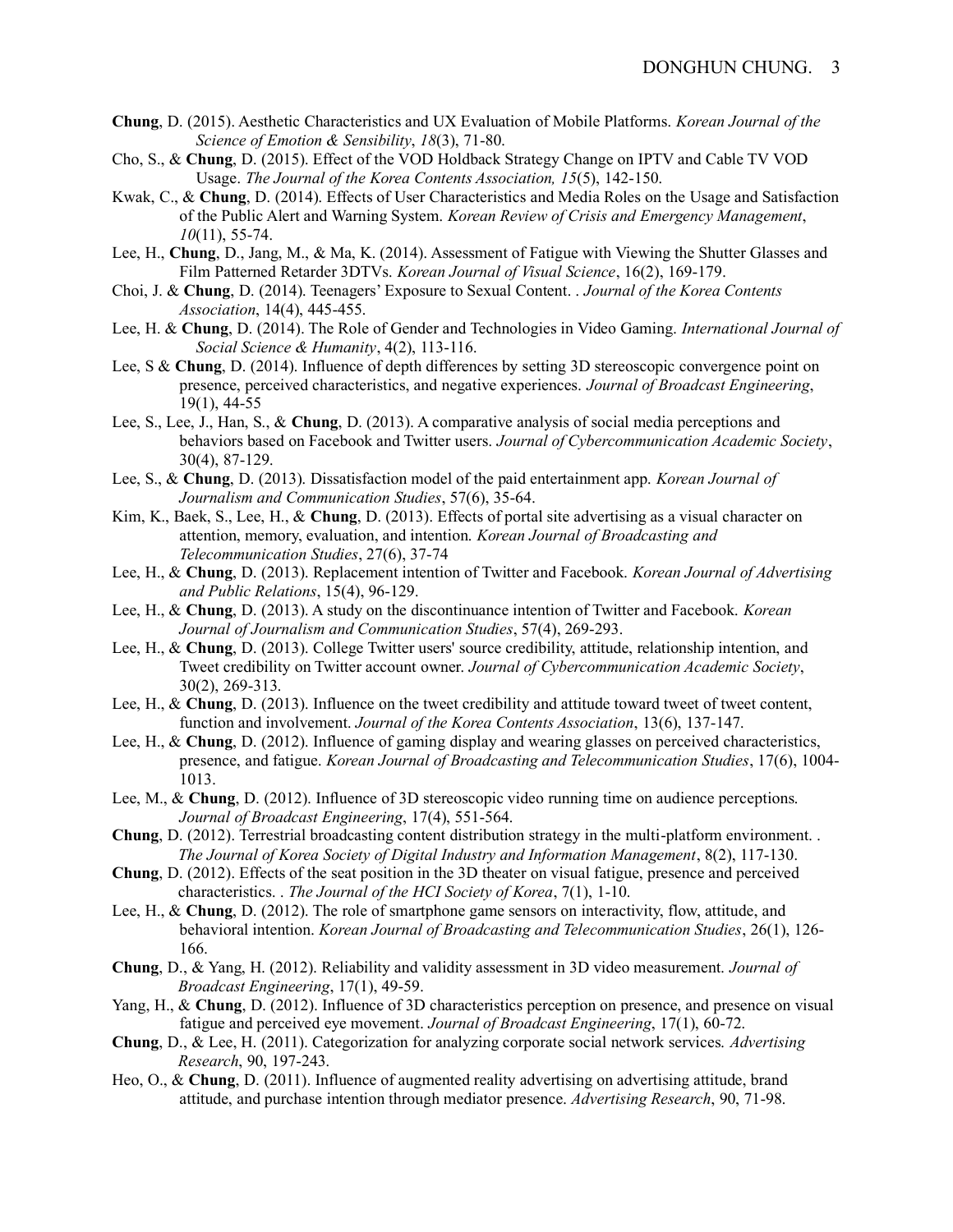**Chung**, D. (2015). Aesthetic Characteristics and UX Evaluation of Mobile Platforms. *Korean Journal of the Science of Emotion & Sensibility*, *18*(3), 71-80.

Cho, S., & **Chung**, D. (2015). Effect of the VOD Holdback Strategy Change on IPTV and Cable TV VOD Usage. *The Journal of the Korea Contents Association, 15*(5), 142-150.

Kwak, C., & **Chung**, D. (2014). Effects of User Characteristics and Media Roles on the Usage and Satisfaction of the Public Alert and Warning System. *Korean Review of Crisis and Emergency Management*, *10*(11), 55-74.

Lee, H., **Chung**, D., Jang, M., & Ma, K. (2014). Assessment of Fatigue with Viewing the Shutter Glasses and Film Patterned Retarder 3DTVs. *Korean Journal of Visual Science*, 16(2), 169-179.

Choi, J. & **Chung**, D. (2014). Teenagers' Exposure to Sexual Content. . *Journal of the Korea Contents Association*, 14(4), 445-455.

Lee, H. & **Chung**, D. (2014). The Role of Gender and Technologies in Video Gaming. *International Journal of Social Science & Humanity*, 4(2), 113-116.

Lee, S & **Chung**, D. (2014). Influence of depth differences by setting 3D stereoscopic convergence point on presence, perceived characteristics, and negative experiences. *Journal of Broadcast Engineering*, 19(1), 44-55

Lee, S., Lee, J., Han, S., & **Chung**, D. (2013). A comparative analysis of social media perceptions and behaviors based on Facebook and Twitter users. *Journal of Cybercommunication Academic Society*, 30(4), 87-129.

Lee, S., & **Chung**, D. (2013). Dissatisfaction model of the paid entertainment app. *Korean Journal of Journalism and Communication Studies*, 57(6), 35-64.

Kim, K., Baek, S., Lee, H., & **Chung**, D. (2013). Effects of portal site advertising as a visual character on attention, memory, evaluation, and intention. *Korean Journal of Broadcasting and Telecommunication Studies*, 27(6), 37-74

Lee, H., & **Chung**, D. (2013). Replacement intention of Twitter and Facebook. *Korean Journal of Advertising and Public Relations*, 15(4), 96-129.

Lee, H., & **Chung**, D. (2013). A study on the discontinuance intention of Twitter and Facebook. *Korean Journal of Journalism and Communication Studies*, 57(4), 269-293.

Lee, H., & **Chung**, D. (2013). College Twitter users' source credibility, attitude, relationship intention, and Tweet credibility on Twitter account owner. *Journal of Cybercommunication Academic Society*, 30(2), 269-313.

Lee, H., & **Chung**, D. (2013). Influence on the tweet credibility and attitude toward tweet of tweet content, function and involvement. *Journal of the Korea Contents Association*, 13(6), 137-147.

Lee, H., & **Chung**, D. (2012). Influence of gaming display and wearing glasses on perceived characteristics, presence, and fatigue. *Korean Journal of Broadcasting and Telecommunication Studies*, 17(6), 1004-1013.

Lee, M., & **Chung**, D. (2012). Influence of 3D stereoscopic video running time on audience perceptions. *Journal of Broadcast Engineering*, 17(4), 551-564.

**Chung**, D. (2012). Terrestrial broadcasting content distribution strategy in the multi-platform environment. . *The Journal of Korea Society of Digital Industry and Information Management*, 8(2), 117-130.

**Chung**, D. (2012). Effects of the seat position in the 3D theater on visual fatigue, presence and perceived characteristics. . *The Journal of the HCI Society of Korea*, 7(1), 1-10.

Lee, H., & **Chung**, D. (2012). The role of smartphone game sensors on interactivity, flow, attitude, and behavioral intention. *Korean Journal of Broadcasting and Telecommunication Studies*, 26(1), 126-166.

**Chung**, D., & Yang, H. (2012). Reliability and validity assessment in 3D video measurement. *Journal of Broadcast Engineering*, 17(1), 49-59.

Yang, H., & **Chung**, D. (2012). Influence of 3D characteristics perception on presence, and presence on visual fatigue and perceived eye movement. *Journal of Broadcast Engineering*, 17(1), 60-72.

**Chung**, D., & Lee, H. (2011). Categorization for analyzing corporate social network services. *Advertising Research*, 90, 197-243.

Heo, O., & **Chung**, D. (2011). Influence of augmented reality advertising on advertising attitude, brand attitude, and purchase intention through mediator presence. *Advertising Research*, 90, 71-98.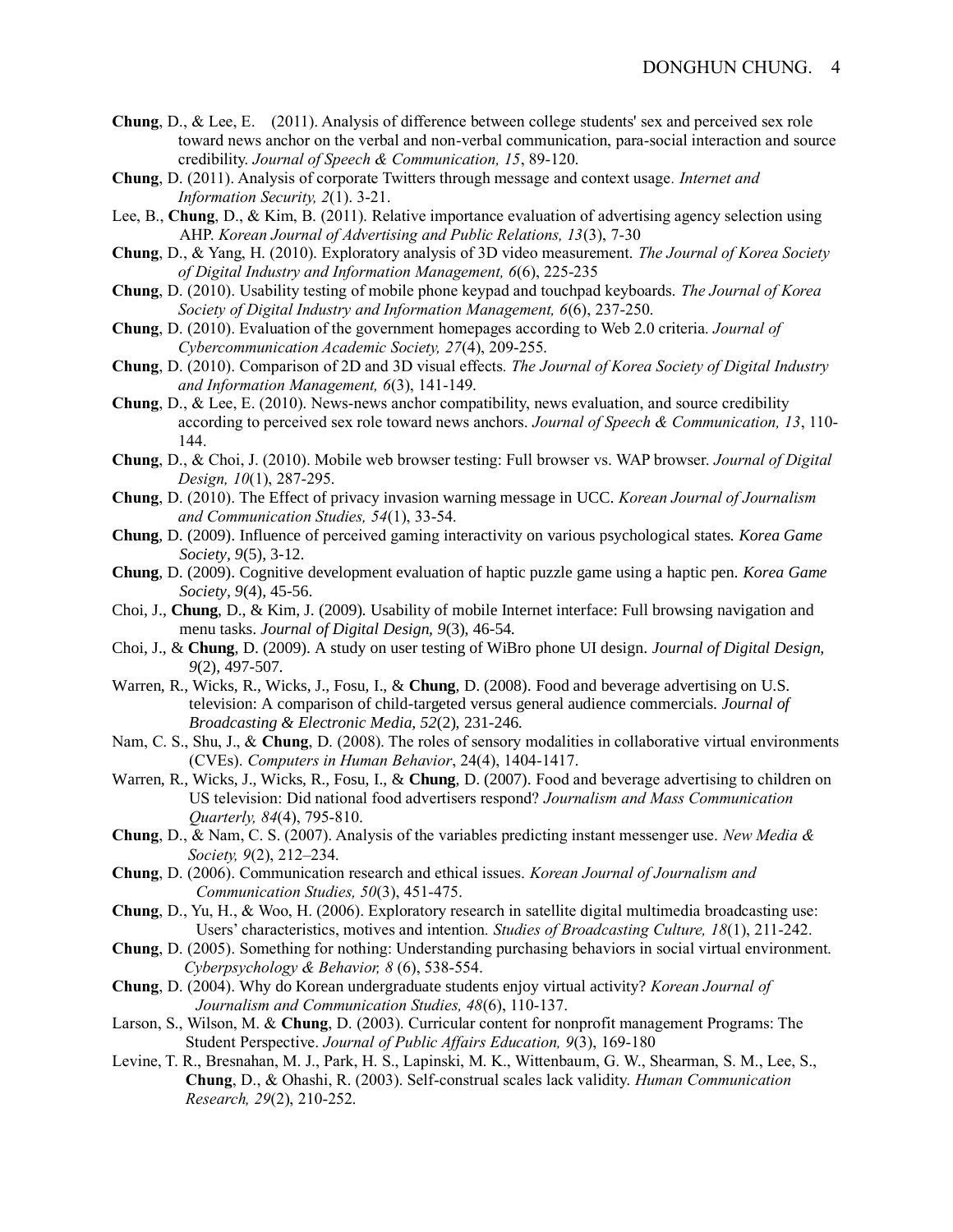**Chung**, D., & Lee, E. (2011). Analysis of difference between college students' sex and perceived sex role toward news anchor on the verbal and non-verbal communication, para-social interaction and source credibility. *Journal of Speech & Communication, 15*, 89-120.

**Chung**, D. (2011). Analysis of corporate Twitters through message and context usage. *Internet and Information Security, 2*(1). 3-21.

Lee, B., **Chung**, D., & Kim, B. (2011). Relative importance evaluation of advertising agency selection using AHP. *Korean Journal of Advertising and Public Relations, 13*(3), 7-30

**Chung**, D., & Yang, H. (2010). Exploratory analysis of 3D video measurement. *The Journal of Korea Society of Digital Industry and Information Management, 6*(6), 225-235

**Chung**, D. (2010). Usability testing of mobile phone keypad and touchpad keyboards. *The Journal of Korea Society of Digital Industry and Information Management, 6*(6), 237-250.

**Chung**, D. (2010). Evaluation of the government homepages according to Web 2.0 criteria. *Journal of Cybercommunication Academic Society, 27*(4), 209-255.

**Chung**, D. (2010). Comparison of 2D and 3D visual effects. *The Journal of Korea Society of Digital Industry and Information Management, 6*(3), 141-149.

**Chung**, D., & Lee, E. (2010). News-news anchor compatibility, news evaluation, and source credibility according to perceived sex role toward news anchors. *Journal of Speech & Communication, 13*, 110-144.

**Chung**, D., & Choi, J. (2010). Mobile web browser testing: Full browser vs. WAP browser. *Journal of Digital Design, 10*(1), 287-295.

**Chung**, D. (2010). The Effect of privacy invasion warning message in UCC. *Korean Journal of Journalism and Communication Studies, 54*(1), 33-54.

**Chung**, D. (2009). Influence of perceived gaming interactivity on various psychological states. *Korea Game Society, 9*(5), 3-12.

**Chung**, D. (2009). Cognitive development evaluation of haptic puzzle game using a haptic pen. *Korea Game Society, 9*(4), 45-56.

Choi, J., **Chung**, D., & Kim, J. (2009). Usability of mobile Internet interface: Full browsing navigation and menu tasks. *Journal of Digital Design, 9*(3), 46-54.

Choi, J., & **Chung**, D. (2009). A study on user testing of WiBro phone UI design. *Journal of Digital Design, 9*(2), 497-507.

Warren, R., Wicks, R., Wicks, J., Fosu, I., & **Chung**, D. (2008). Food and beverage advertising on U.S. television: A comparison of child-targeted versus general audience commercials. *Journal of Broadcasting & Electronic Media, 52*(2), 231-246.

Nam, C. S., Shu, J., & **Chung**, D. (2008). The roles of sensory modalities in collaborative virtual environments (CVEs). *Computers in Human Behavior*, 24(4), 1404-1417.

Warren, R., Wicks, J., Wicks, R., Fosu, I., & **Chung**, D. (2007). Food and beverage advertising to children on US television: Did national food advertisers respond? *Journalism and Mass Communication Quarterly, 84*(4), 795-810.

**Chung**, D., & Nam, C. S. (2007). Analysis of the variables predicting instant messenger use. *New Media & Society, 9*(2), 212–234.

**Chung**, D. (2006). Communication research and ethical issues. *Korean Journal of Journalism and Communication Studies, 50*(3), 451-475.

**Chung**, D., Yu, H., & Woo, H. (2006). Exploratory research in satellite digital multimedia broadcasting use: Users' characteristics, motives and intention. *Studies of Broadcasting Culture, 18*(1), 211-242.

**Chung**, D. (2005). Something for nothing: Understanding purchasing behaviors in social virtual environment. *Cyberpsychology & Behavior, 8* (6), 538-554.

**Chung**, D. (2004). Why do Korean undergraduate students enjoy virtual activity? *Korean Journal of Journalism and Communication Studies, 48*(6), 110-137.

Larson, S., Wilson, M. & **Chung**, D. (2003). Curricular content for nonprofit management Programs: The Student Perspective. *Journal of Public Affairs Education, 9*(3), 169-180

Levine, T. R., Bresnahan, M. J., Park, H. S., Lapinski, M. K., Wittenbaum, G. W., Shearman, S. M., Lee, S., **Chung**, D., & Ohashi, R. (2003). Self-construal scales lack validity. *Human Communication Research, 29*(2), 210-252.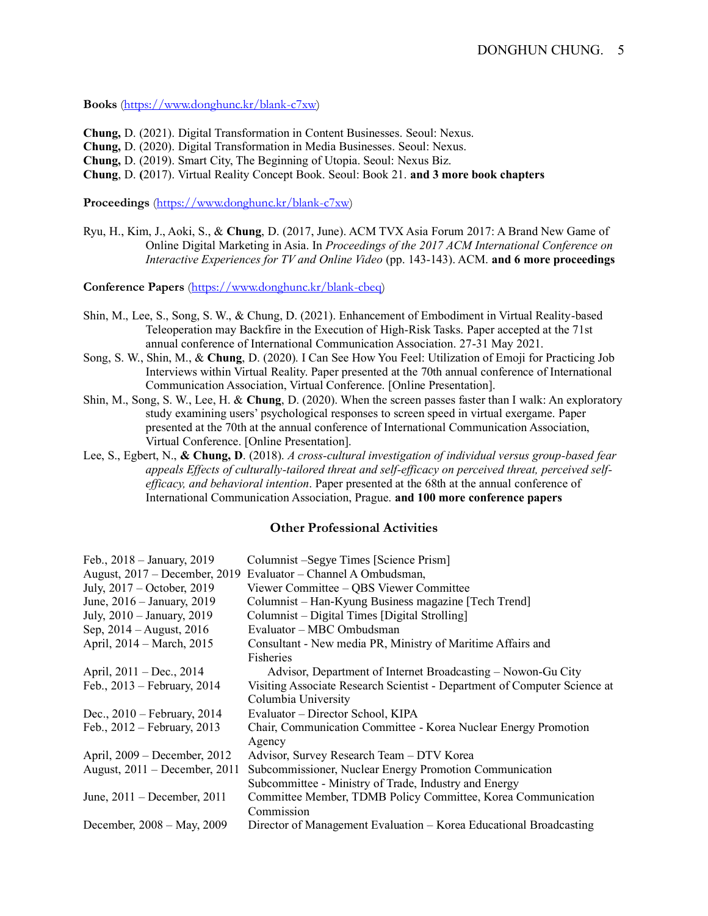**Books** (https://www.donghunc.kr/blank-c7xw)

**Chung,** D. (2021). Digital Transformation in Content Businesses. Seoul: Nexus.
**Chung,** D. (2020). Digital Transformation in Media Businesses. Seoul: Nexus.
**Chung,** D. (2019). Smart City, The Beginning of Utopia. Seoul: Nexus Biz.
**Chung**, D. **(**2017). Virtual Reality Concept Book. Seoul: Book 21. **and 3 more book chapters**

**Proceedings** (https://www.donghunc.kr/blank-c7xw)

Ryu, H., Kim, J., Aoki, S., & **Chung**, D. (2017, June). ACM TVX Asia Forum 2017: A Brand New Game of Online Digital Marketing in Asia. In *Proceedings of the 2017 ACM International Conference on Interactive Experiences for TV and Online Video* (pp. 143-143). ACM. **and 6 more proceedings**

**Conference Papers** (https://www.donghunc.kr/blank-cbeq)

Shin, M., Lee, S., Song, S. W., & Chung, D. (2021). Enhancement of Embodiment in Virtual Reality-based Teleoperation may Backfire in the Execution of High-Risk Tasks. Paper accepted at the 71st annual conference of International Communication Association. 27-31 May 2021.
Song, S. W., Shin, M., & **Chung**, D. (2020). I Can See How You Feel: Utilization of Emoji for Practicing Job Interviews within Virtual Reality. Paper presented at the 70th annual conference of International Communication Association, Virtual Conference. [Online Presentation].
Shin, M., Song, S. W., Lee, H. & **Chung**, D. (2020). When the screen passes faster than I walk: An exploratory study examining users' psychological responses to screen speed in virtual exergame. Paper presented at the 70th at the annual conference of International Communication Association, Virtual Conference. [Online Presentation].
Lee, S., Egbert, N., **& Chung, D**. (2018). *A cross-cultural investigation of individual versus group-based fear appeals Effects of culturally-tailored threat and self-efficacy on perceived threat, perceived self-efficacy, and behavioral intention*. Paper presented at the 68th at the annual conference of International Communication Association, Prague. **and 100 more conference papers**

## Other Professional Activities

| | |
|---|---|
| Feb., 2018 – January, 2019 | Columnist –Segye Times [Science Prism] |
| August, 2017 – December, 2019 | Evaluator – Channel A Ombudsman, |
| July, 2017 – October, 2019 | Viewer Committee – QBS Viewer Committee |
| June, 2016 – January, 2019 | Columnist – Han-Kyung Business magazine [Tech Trend] |
| July, 2010 – January, 2019 | Columnist – Digital Times [Digital Strolling] |
| Sep, 2014 – August, 2016 | Evaluator – MBC Ombudsman |
| April, 2014 – March, 2015 | Consultant - New media PR, Ministry of Maritime Affairs and Fisheries |
| April, 2011 – Dec., 2014 | Advisor, Department of Internet Broadcasting – Nowon-Gu City |
| Feb., 2013 – February, 2014 | Visiting Associate Research Scientist - Department of Computer Science at Columbia University |
| Dec., 2010 – February, 2014 | Evaluator – Director School, KIPA |
| Feb., 2012 – February, 2013 | Chair, Communication Committee - Korea Nuclear Energy Promotion Agency |
| April, 2009 – December, 2012 | Advisor, Survey Research Team – DTV Korea |
| August, 2011 – December, 2011 | Subcommissioner, Nuclear Energy Promotion Communication Subcommittee - Ministry of Trade, Industry and Energy |
| June, 2011 – December, 2011 | Committee Member, TDMB Policy Committee, Korea Communication Commission |
| December, 2008 – May, 2009 | Director of Management Evaluation – Korea Educational Broadcasting |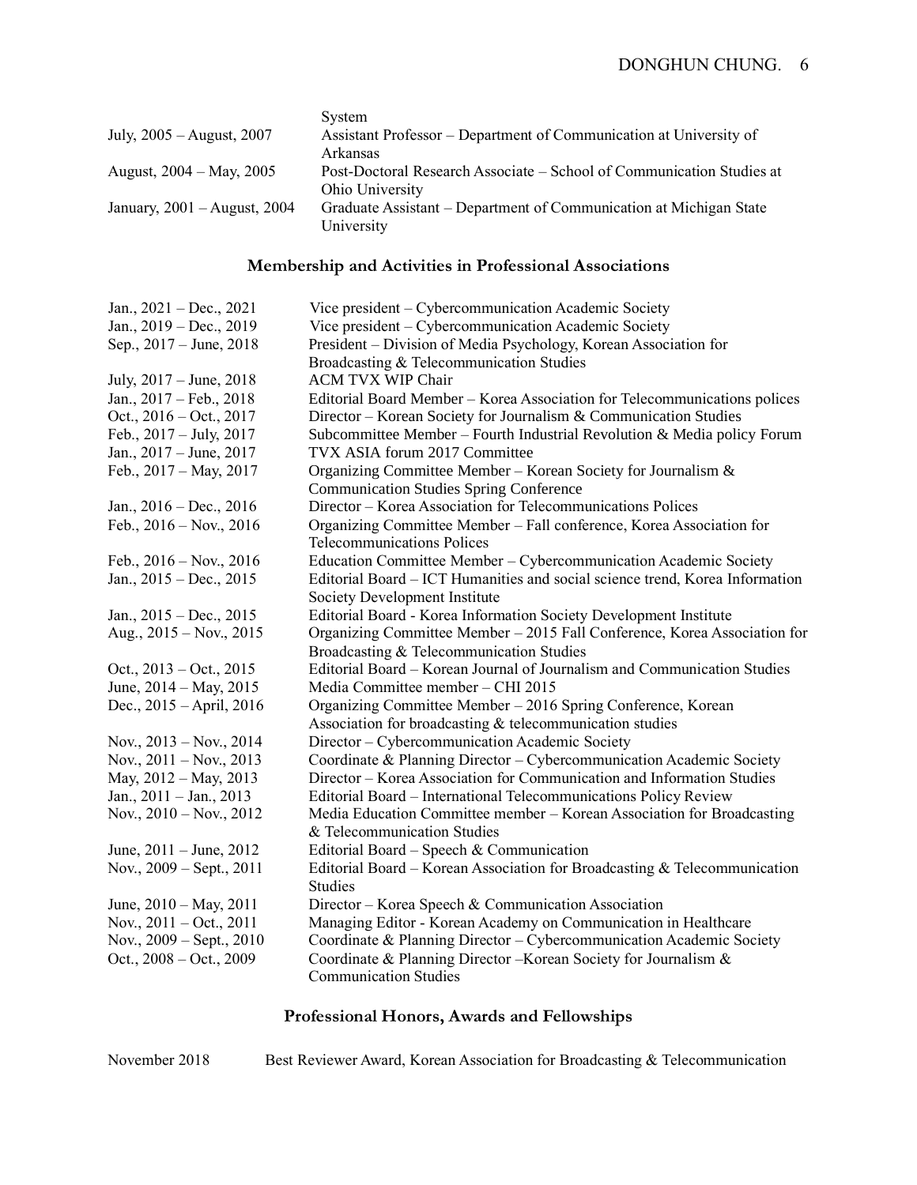| | |
|---|---|
| | System |
| July, 2005 – August, 2007 | Assistant Professor – Department of Communication at University of Arkansas |
| August, 2004 – May, 2005 | Post-Doctoral Research Associate – School of Communication Studies at Ohio University |
| January, 2001 – August, 2004 | Graduate Assistant – Department of Communication at Michigan State University |

## Membership and Activities in Professional Associations

| | |
|---|---|
| Jan., 2021 – Dec., 2021 | Vice president – Cybercommunication Academic Society |
| Jan., 2019 – Dec., 2019 | Vice president – Cybercommunication Academic Society |
| Sep., 2017 – June, 2018 | President – Division of Media Psychology, Korean Association for Broadcasting & Telecommunication Studies |
| July, 2017 – June, 2018 | ACM TVX WIP Chair |
| Jan., 2017 – Feb., 2018 | Editorial Board Member – Korea Association for Telecommunications polices |
| Oct., 2016 – Oct., 2017 | Director – Korean Society for Journalism & Communication Studies |
| Feb., 2017 – July, 2017 | Subcommittee Member – Fourth Industrial Revolution & Media policy Forum |
| Jan., 2017 – June, 2017 | TVX ASIA forum 2017 Committee |
| Feb., 2017 – May, 2017 | Organizing Committee Member – Korean Society for Journalism & Communication Studies Spring Conference |
| Jan., 2016 – Dec., 2016 | Director – Korea Association for Telecommunications Polices |
| Feb., 2016 – Nov., 2016 | Organizing Committee Member – Fall conference, Korea Association for Telecommunications Polices |
| Feb., 2016 – Nov., 2016 | Education Committee Member – Cybercommunication Academic Society |
| Jan., 2015 – Dec., 2015 | Editorial Board – ICT Humanities and social science trend, Korea Information Society Development Institute |
| Jan., 2015 – Dec., 2015 | Editorial Board - Korea Information Society Development Institute |
| Aug., 2015 – Nov., 2015 | Organizing Committee Member – 2015 Fall Conference, Korea Association for Broadcasting & Telecommunication Studies |
| Oct., 2013 – Oct., 2015 | Editorial Board – Korean Journal of Journalism and Communication Studies |
| June, 2014 – May, 2015 | Media Committee member – CHI 2015 |
| Dec., 2015 – April, 2016 | Organizing Committee Member – 2016 Spring Conference, Korean Association for broadcasting & telecommunication studies |
| Nov., 2013 – Nov., 2014 | Director – Cybercommunication Academic Society |
| Nov., 2011 – Nov., 2013 | Coordinate & Planning Director – Cybercommunication Academic Society |
| May, 2012 – May, 2013 | Director – Korea Association for Communication and Information Studies |
| Jan., 2011 – Jan., 2013 | Editorial Board – International Telecommunications Policy Review |
| Nov., 2010 – Nov., 2012 | Media Education Committee member – Korean Association for Broadcasting & Telecommunication Studies |
| June, 2011 – June, 2012 | Editorial Board – Speech & Communication |
| Nov., 2009 – Sept., 2011 | Editorial Board – Korean Association for Broadcasting & Telecommunication Studies |
| June, 2010 – May, 2011 | Director – Korea Speech & Communication Association |
| Nov., 2011 – Oct., 2011 | Managing Editor - Korean Academy on Communication in Healthcare |
| Nov., 2009 – Sept., 2010 | Coordinate & Planning Director – Cybercommunication Academic Society |
| Oct., 2008 – Oct., 2009 | Coordinate & Planning Director –Korean Society for Journalism & Communication Studies |

## Professional Honors, Awards and Fellowships

| | |
|---|---|
| November 2018 | Best Reviewer Award, Korean Association for Broadcasting & Telecommunication |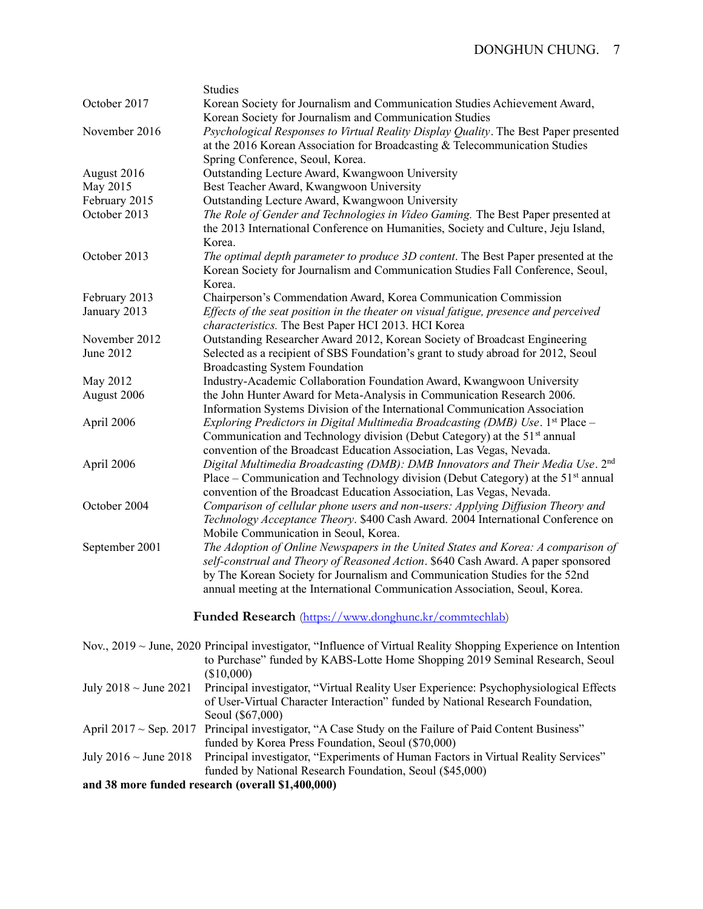| | |
|---|---|
| | Studies |
| October 2017 | Korean Society for Journalism and Communication Studies Achievement Award, Korean Society for Journalism and Communication Studies |
| November 2016 | *Psychological Responses to Virtual Reality Display Quality*. The Best Paper presented at the 2016 Korean Association for Broadcasting & Telecommunication Studies Spring Conference, Seoul, Korea. |
| August 2016 | Outstanding Lecture Award, Kwangwoon University |
| May 2015 | Best Teacher Award, Kwangwoon University |
| February 2015 | Outstanding Lecture Award, Kwangwoon University |
| October 2013 | *The Role of Gender and Technologies in Video Gaming.* The Best Paper presented at the 2013 International Conference on Humanities, Society and Culture, Jeju Island, Korea. |
| October 2013 | *The optimal depth parameter to produce 3D content*. The Best Paper presented at the Korean Society for Journalism and Communication Studies Fall Conference, Seoul, Korea. |
| February 2013 | Chairperson's Commendation Award, Korea Communication Commission |
| January 2013 | *Effects of the seat position in the theater on visual fatigue, presence and perceived characteristics.* The Best Paper HCI 2013. HCI Korea |
| November 2012 | Outstanding Researcher Award 2012, Korean Society of Broadcast Engineering |
| June 2012 | Selected as a recipient of SBS Foundation's grant to study abroad for 2012, Seoul Broadcasting System Foundation |
| May 2012 | Industry-Academic Collaboration Foundation Award, Kwangwoon University |
| August 2006 | the John Hunter Award for Meta-Analysis in Communication Research 2006. Information Systems Division of the International Communication Association |
| April 2006 | *Exploring Predictors in Digital Multimedia Broadcasting (DMB) Use*. 1st Place – Communication and Technology division (Debut Category) at the 51st annual convention of the Broadcast Education Association, Las Vegas, Nevada. |
| April 2006 | *Digital Multimedia Broadcasting (DMB): DMB Innovators and Their Media Use*. 2nd Place – Communication and Technology division (Debut Category) at the 51st annual convention of the Broadcast Education Association, Las Vegas, Nevada. |
| October 2004 | *Comparison of cellular phone users and non-users: Applying Diffusion Theory and Technology Acceptance Theory*. $400 Cash Award. 2004 International Conference on Mobile Communication in Seoul, Korea. |
| September 2001 | *The Adoption of Online Newspapers in the United States and Korea: A comparison of self-construal and Theory of Reasoned Action*. $640 Cash Award. A paper sponsored by The Korean Society for Journalism and Communication Studies for the 52nd annual meeting at the International Communication Association, Seoul, Korea. |

## Funded Research (https://www.donghunc.kr/commtechlab)

| | |
|---|---|
| Nov., 2019 ~ June, 2020 | Principal investigator, "Influence of Virtual Reality Shopping Experience on Intention to Purchase" funded by KABS-Lotte Home Shopping 2019 Seminal Research, Seoul ($10,000) |
| July 2018 ~ June 2021 | Principal investigator, "Virtual Reality User Experience: Psychophysiological Effects of User-Virtual Character Interaction" funded by National Research Foundation, Seoul ($67,000) |
| April 2017 ~ Sep. 2017 | Principal investigator, "A Case Study on the Failure of Paid Content Business" funded by Korea Press Foundation, Seoul ($70,000) |
| July 2016 ~ June 2018 | Principal investigator, "Experiments of Human Factors in Virtual Reality Services" funded by National Research Foundation, Seoul ($45,000) |

**and 38 more funded research (overall $1,400,000)**